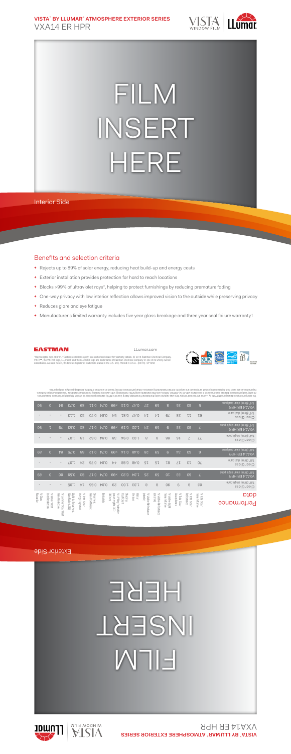**VISTA™ BY LLUMAR® ATMOSPHERE EXTERIOR SERIES**

# VXA14 ER HPR

FILM INSERT HERE

Interior Side

## Benefits and selection criteria

- Rejects up to 89% of solar energy, reducing heat build-up and energy costs
- Exterior installation provides protection for hard to reach locations
- Blocks >99% of ultraviolet rays*, helping to protect furnishings by reducing premature fading
- One-way privacy with low interior reflection allows improved vision to the outside while preserving privacy
- Reduces glare and eye fatigue
- Manufacturer's limited warranty includes five year glass breakage and three year seal failure warranty†

EASTMAN

LLumar.com

*Wavelengths 300-380nm. †Certain restrictions apply; see authorized dealer for warranty details. © 2016 Eastman Chemical Company. VISTA™, the VISTA® logo, LLumar® and the LLumar® logo are trademarks of Eastman Chemical Company or one of its wholly owned subsidiaries. As used herein, ® denotes registered trademark status in the U.S. only. Printed in U.S.A. (05/16) GP1208

The solar performance data reported for Vista by Llumar architectural window films was captured using the National Fenestration Rating Council's (NFRC) standard guidelines for window film solar performance measurement. All solar and performance data has been measured in accordance with ASTM, ASHRAE, ANSI and NFRC standards using NFRC methodology with Lawrence Berkeley National Lab's (LBNL) WINDOW/Optics software. Reported values are taken from representative product samples and are subject to normal manufacturing variances. Actual performance will vary based on a number of factors, including glass type and properties.

| Performance data | % Total Solar Transmittance | % Total Solar Reflectance | % Total Solar Absorptance | % Visible Light Transmittance | % Visible Reflectance (exterior) | % Visible Reflectance (interior) | Winter U-Value | Shading Coefficient | % UV Transmission (wavelengths 300-380nm) | Emissivity | Solar Heat Gain Coefficient | % Total Solar Energy Rejected | Light to Solar Heat Gain Ratio (LSG) | % Summer Solar Heat Gain Reduction | % Winter Heat Loss Reduction | % Glare Reduction |
|---|---|---|---|---|---|---|---|---|---|---|---|---|---|---|---|---|
| Clear Glass 1/8" (3mm) single pane | 83 | 8 | 9 | 90 | 8 | 8 | 1.03 | 1.00 | 29 | 0.84 | 0.86 | 14 | 1.05 | - | - | - |
| VXA14 ER HPR 1/8" (3mm) clear single pane | 7 | 60 | 33 | 6 | 59 | 25 | 1.04 | 0.20 | <1 | 0.74 | 0.17 | 83 | 0.59 | 80 | 0 | 89 |
| Clear Glass 1/8" (3mm) dual pane | 70 | 13 | 17 | 81 | 15 | 15 | 0.48 | 0.88 | 44 | 0.84 | 0.76 | 24 | 1.07 | - | - | - |
| VXA14 ER HPR 1/8" (3mm) clear dual pane | 6 | 60 | 34 | 6 | 59 | 28 | 0.48 | 0.14 | <1 | 0.74 | 0.12 | 88 | 0.75 | 84 | 0 | 89 |
| Clear Glass 1/4" (6mm) single pane | 77 | 7 | 16 | 88 | 8 | 8 | 1.03 | 0.94 | 38 | 0.84 | 0.82 | 18 | 1.07 | - | - | - |
| VXA14 ER HPR 1/4" (6mm) clear single pane | 7 | 60 | 33 | 6 | 59 | 24 | 1.02 | 0.19 | <1 | 0.74 | 0.17 | 83 | 0.53 | 79 | 1 | 90 |
| Clear Glass 1/4" (6mm) dual pane | 63 | 11 | 26 | 79 | 14 | 14 | 0.47 | 0.81 | 54 | 0.84 | 0.70 | 30 | 1.13 | - | - | - |
| VXA14 ER HPR 1/4" (6mm) clear dual pane | 5 | 60 | 35 | 6 | 59 | 27 | 0.47 | 0.13 | <1 | 0.74 | 0.11 | 89 | 0.73 | 84 | 0 | 90 |

Exterior Side

FILM INSERT HERE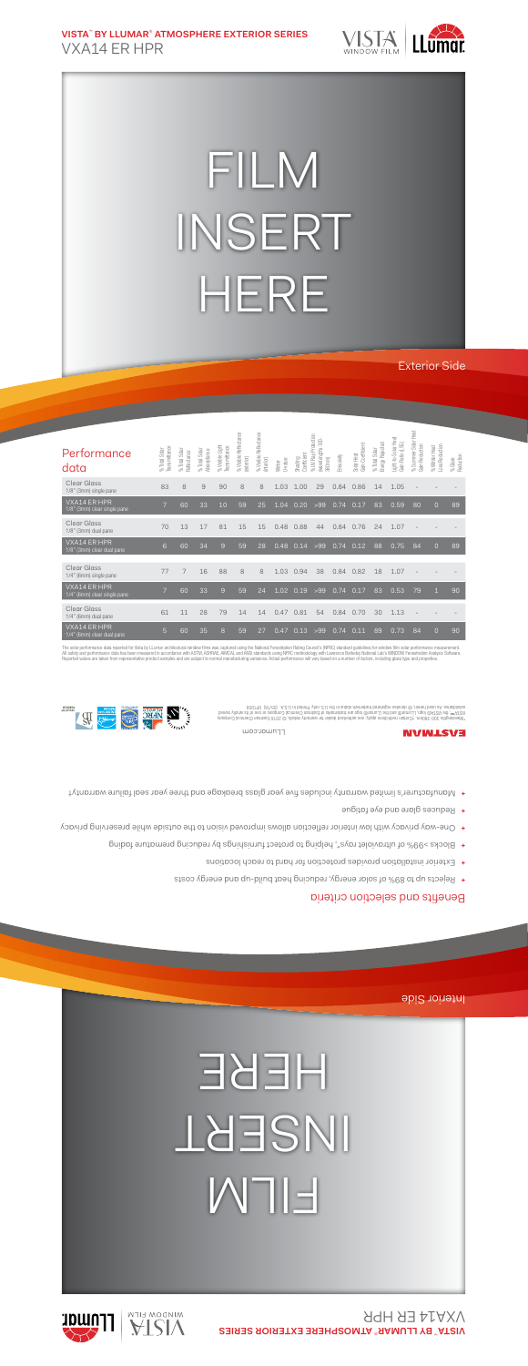# VISTA™ BY LLUMAR® ATMOSPHERE EXTERIOR SERIES
VXA14 ER HPR

FILM
INSERT
HERE

Exterior Side

## Performance data

| | % Total Solar Transmittance | % Total Solar Reflectance | % Total Solar Absorbance | % Visible Light Transmittance | % Visible Reflectance (exterior) | % Visible Reflectance (interior) | Winter U-value | Shading Coefficient | % UV Ray Reduction (wavelengths 300-380nm) | Emissivity | Solar Heat Gain Coefficient | % Total Solar Energy Rejected | Light to Solar Heat Gain Ratio (LSG) | % Summer Solar Heat Gain Reduction | % Winter Heat Loss Reduction | % Glare Reduction |
|---|---|---|---|---|---|---|---|---|---|---|---|---|---|---|---|---|
| Clear Glass 1/8" (3mm) single pane | 83 | 8 | 9 | 90 | 8 | 8 | 1.03 | 1.00 | 29 | 0.84 | 0.86 | 14 | 1.05 | - | - | - |
| VXA14 ER HPR 1/8" (3mm) clear single pane | 7 | 60 | 33 | 10 | 59 | 25 | 1.04 | 0.20 | >99 | 0.74 | 0.17 | 83 | 0.59 | 80 | 0 | 89 |
| Clear Glass 1/8" (3mm) dual pane | 70 | 13 | 17 | 81 | 15 | 15 | 0.48 | 0.88 | 44 | 0.84 | 0.76 | 24 | 1.07 | - | - | - |
| VXA14 ER HPR 1/8" (3mm) clear dual pane | 6 | 60 | 34 | 9 | 59 | 28 | 0.48 | 0.14 | >99 | 0.74 | 0.12 | 88 | 0.75 | 84 | 0 | 89 |
| Clear Glass 1/4" (6mm) single pane | 77 | 7 | 16 | 88 | 8 | 8 | 1.03 | 0.94 | 38 | 0.84 | 0.82 | 18 | 1.07 | - | - | - |
| VXA14 ER HPR 1/4" (6mm) clear single pane | 7 | 60 | 33 | 9 | 59 | 24 | 1.02 | 0.19 | >99 | 0.74 | 0.17 | 83 | 0.53 | 79 | 1 | 90 |
| Clear Glass 1/4" (6mm) clear dual pane | 61 | 11 | 28 | 79 | 14 | 14 | 0.47 | 0.81 | 54 | 0.84 | 0.70 | 30 | 1.13 | - | - | - |
| VXA14 ER HPR 1/4" (6mm) clear dual pane | 5 | 60 | 35 | 8 | 59 | 27 | 0.47 | 0.13 | >99 | 0.74 | 0.11 | 89 | 0.73 | 84 | 0 | 90 |

The solar performance data reported for Vista by LLumar architectural window films was captured using the National Fenestration Rating Council's (NFRC) standard guidelines for window film solar performance measurement. All safety and performance data has been measured in accordance with ASTM, ASHRAE, ANSI, and ANSI standards using NFRC methodology with Lawrence Berkeley National Lab's WINDOW Fenestration Analysis Software. Reported values are taken from representative product samples and are subject to normal manufacturing variances. Actual performance will vary based on a number of factors, including glass type and properties.

EASTMAN

LLumar.com

*Wavelengths 300-380nm. †Certain restrictions apply, see authorized dealer for warranty details. ©2018 Eastman Chemical Company. VISTA™, the VISTA® logo, LLumar® and the LLumar® logo are trademarks of Eastman Chemical Company or one of its wholly owned subsidiaries. As used herein, ® denotes registered trademark status in the U.S. only. Printed in U.S.A.

## Benefits and selection criteria

- Rejects up to 89% of solar energy, reducing heat build-up and energy costs
- Exterior installation provides protection for hard to reach locations
- Blocks >99% of ultraviolet rays*, helping to protect furnishings by reducing premature fading
- One-way privacy with low interior reflection allows improved vision to the outside while preserving privacy
- Reduces glare and eye fatigue
- Manufacturer's limited warranty includes five year glass breakage and three year seal failure warranty†

Interior Side

FILM
INSERT
HERE

VISTA™ BY LLUMAR® ATMOSPHERE EXTERIOR SERIES
VXA14 ER HPR